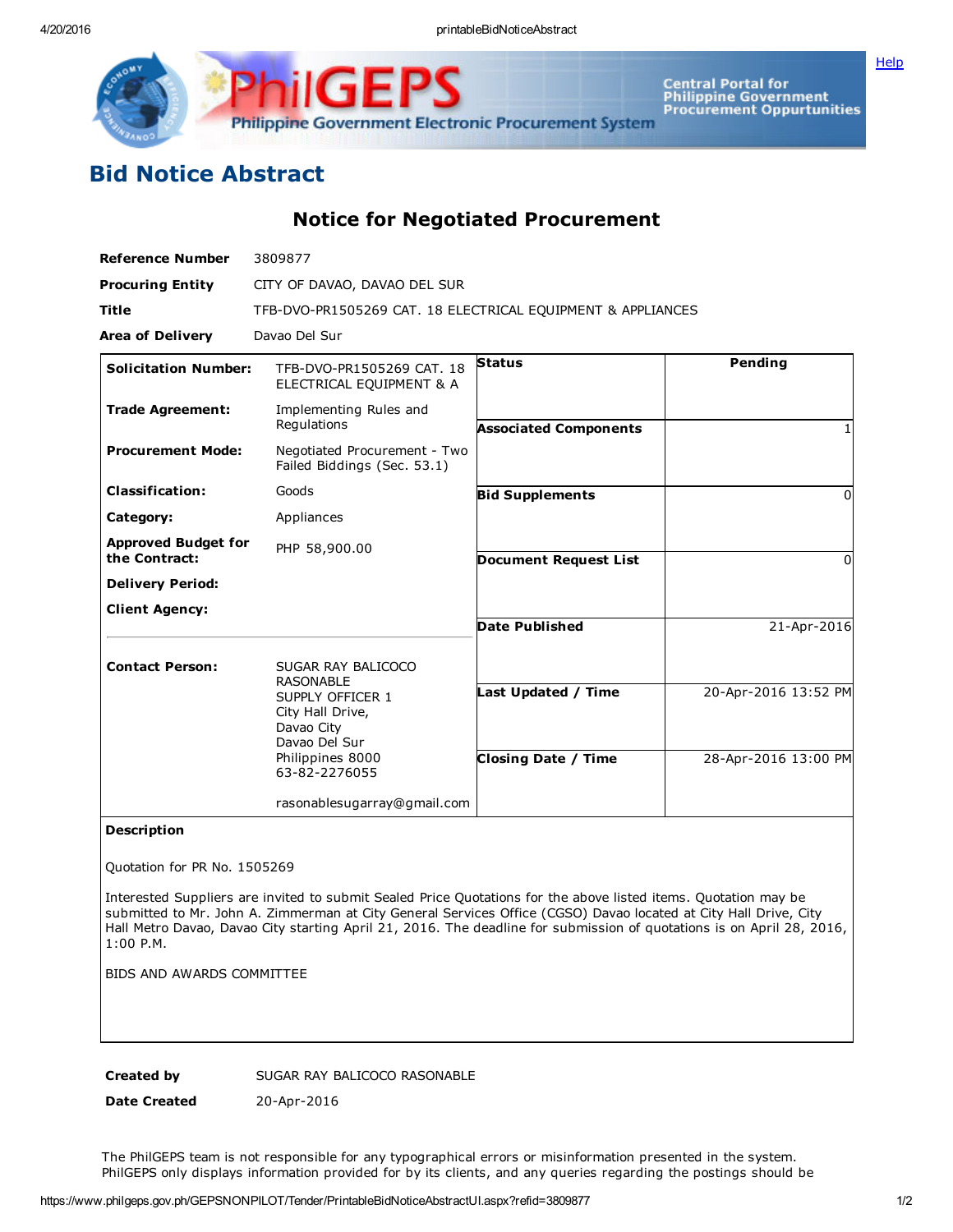# Bid Notice Abstract

## Notice for Negotiated Procurement

**Reference Number** 3809877

**Procuring Entity** CITY OF DAVAO, DAVAO DEL SUR

**Title** TFB-DVO-PR1505269 CAT. 18 ELECTRICAL EQUIPMENT & APPLIANCES

**Area of Delivery** Davao Del Sur

| | | | |
|---|---|---|---|
| **Solicitation Number:** | TFB-DVO-PR1505269 CAT. 18 ELECTRICAL EQUIPMENT & A | **Status** | Pending |
| **Trade Agreement:** | Implementing Rules and Regulations | **Associated Components** | 1 |
| **Procurement Mode:** | Negotiated Procurement - Two Failed Biddings (Sec. 53.1) | **Bid Supplements** | 0 |
| **Classification:** | Goods | | |
| **Category:** | Appliances | | |
| **Approved Budget for the Contract:** | PHP 58,900.00 | **Document Request List** | 0 |
| **Delivery Period:** | | | |
| **Client Agency:** | | **Date Published** | 21-Apr-2016 |
| **Contact Person:** | SUGAR RAY BALICOCO RASONABLE<br>SUPPLY OFFICER 1<br>City Hall Drive,<br>Davao City<br>Davao Del Sur<br>Philippines 8000<br>63-82-2276055<br><br>rasonablesugarray@gmail.com | **Last Updated / Time** | 20-Apr-2016 13:52 PM |
| | | **Closing Date / Time** | 28-Apr-2016 13:00 PM |

**Description**

Quotation for PR No. 1505269

Interested Suppliers are invited to submit Sealed Price Quotations for the above listed items. Quotation may be submitted to Mr. John A. Zimmerman at City General Services Office (CGSO) Davao located at City Hall Drive, City Hall Metro Davao, Davao City starting April 21, 2016. The deadline for submission of quotations is on April 28, 2016, 1:00 P.M.

BIDS AND AWARDS COMMITTEE

**Created by** SUGAR RAY BALICOCO RASONABLE

**Date Created** 20-Apr-2016

The PhilGEPS team is not responsible for any typographical errors or misinformation presented in the system. PhilGEPS only displays information provided for by its clients, and any queries regarding the postings should be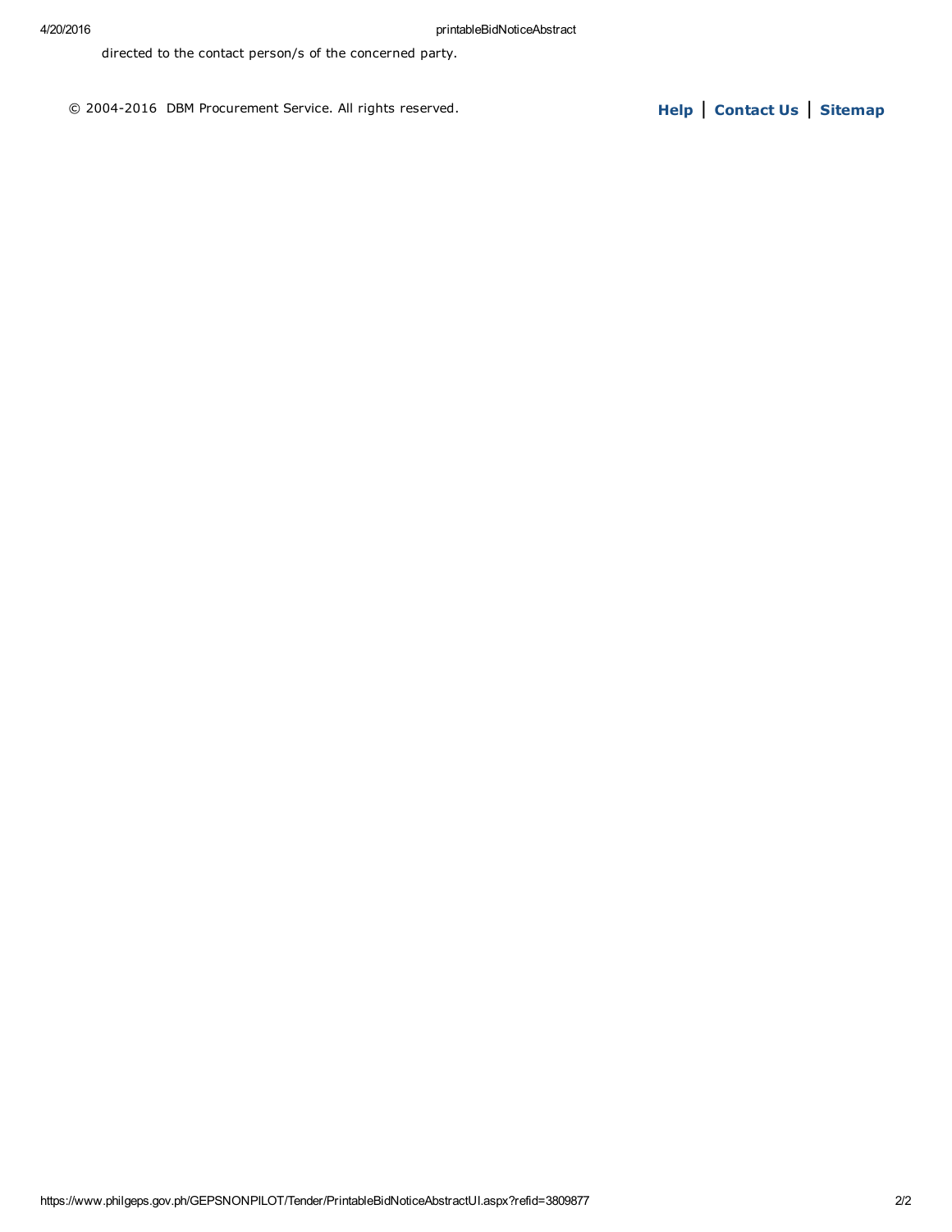directed to the contact person/s of the concerned party.

© 2004-2016 DBM Procurement Service. All rights reserved.

**Help** | **Contact Us** | **Sitemap**